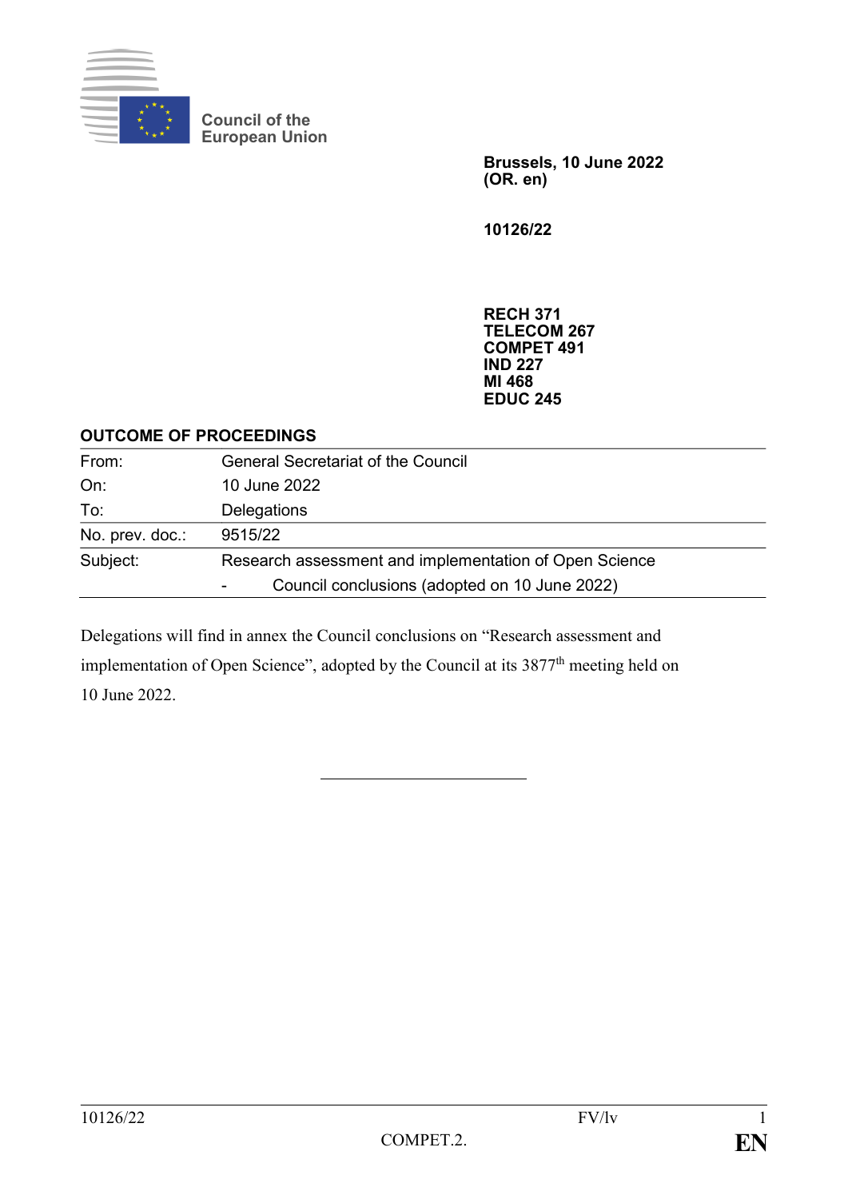Council of the European Union

**Brussels, 10 June 2022**
**(OR. en)**

**10126/22**

**RECH 371**
**TELECOM 267**
**COMPET 491**
**IND 227**
**MI 468**
**EDUC 245**

**OUTCOME OF PROCEEDINGS**

| | |
|---|---|
| From: | General Secretariat of the Council |
| On: | 10 June 2022 |
| To: | Delegations |
| No. prev. doc.: | 9515/22 |
| Subject: | Research assessment and implementation of Open Science<br>- Council conclusions (adopted on 10 June 2022) |

Delegations will find in annex the Council conclusions on "Research assessment and implementation of Open Science", adopted by the Council at its 3877th meeting held on 10 June 2022.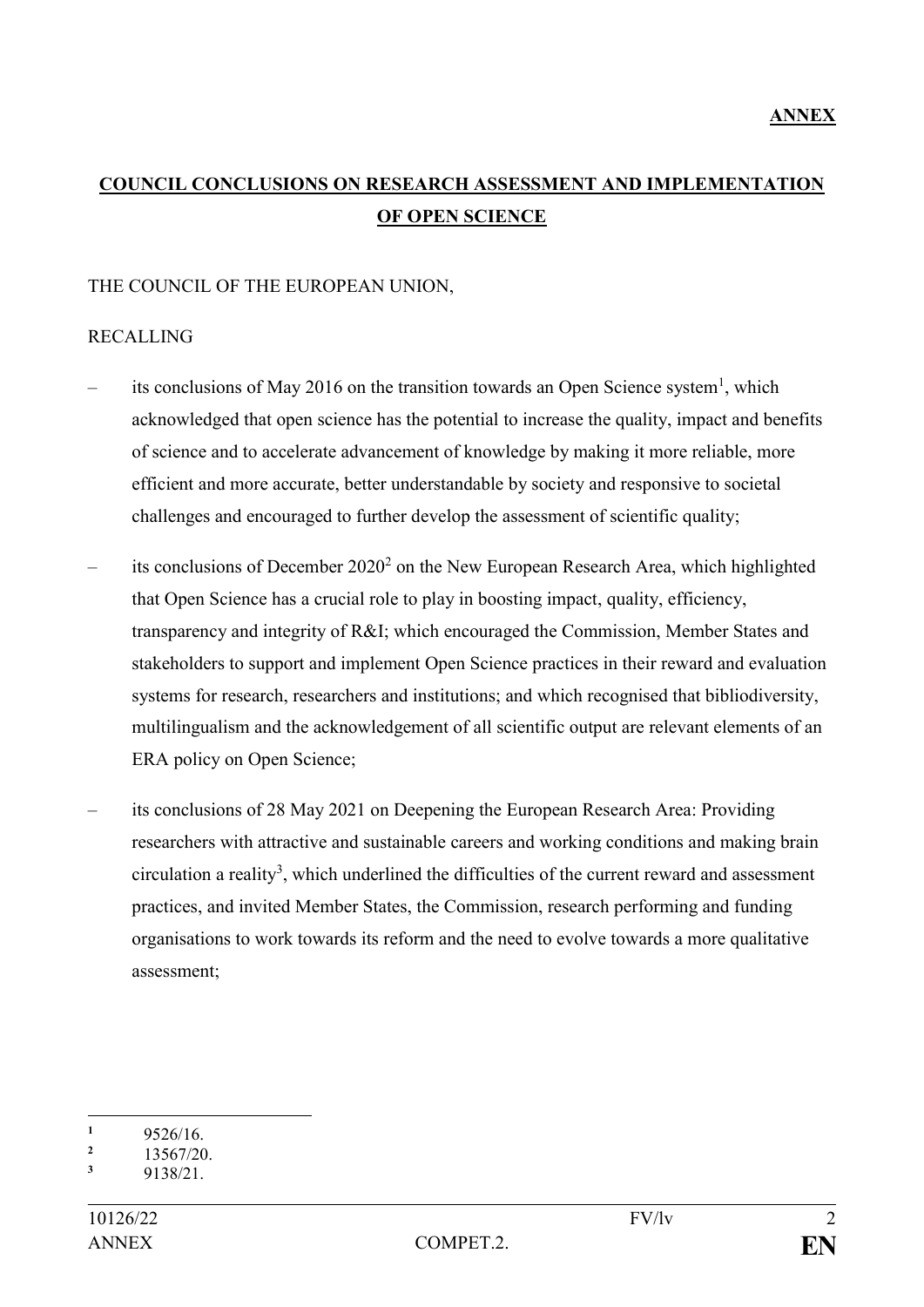**ANNEX**

# COUNCIL CONCLUSIONS ON RESEARCH ASSESSMENT AND IMPLEMENTATION OF OPEN SCIENCE

THE COUNCIL OF THE EUROPEAN UNION,

RECALLING

– its conclusions of May 2016 on the transition towards an Open Science system[1], which acknowledged that open science has the potential to increase the quality, impact and benefits of science and to accelerate advancement of knowledge by making it more reliable, more efficient and more accurate, better understandable by society and responsive to societal challenges and encouraged to further develop the assessment of scientific quality;

– its conclusions of December 2020[2] on the New European Research Area, which highlighted that Open Science has a crucial role to play in boosting impact, quality, efficiency, transparency and integrity of R&I; which encouraged the Commission, Member States and stakeholders to support and implement Open Science practices in their reward and evaluation systems for research, researchers and institutions; and which recognised that bibliodiversity, multilingualism and the acknowledgement of all scientific output are relevant elements of an ERA policy on Open Science;

– its conclusions of 28 May 2021 on Deepening the European Research Area: Providing researchers with attractive and sustainable careers and working conditions and making brain circulation a reality[3], which underlined the difficulties of the current reward and assessment practices, and invited Member States, the Commission, research performing and funding organisations to work towards its reform and the need to evolve towards a more qualitative assessment;

---

[1] 9526/16.
[2] 13567/20.
[3] 9138/21.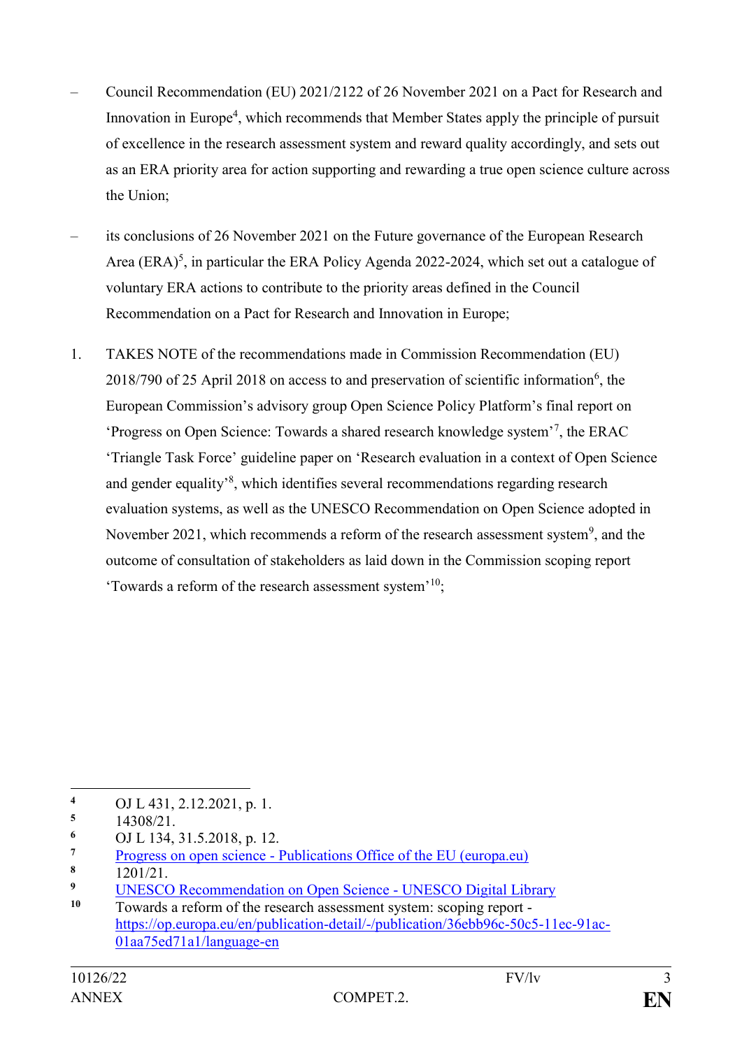- Council Recommendation (EU) 2021/2122 of 26 November 2021 on a Pact for Research and Innovation in Europe[4], which recommends that Member States apply the principle of pursuit of excellence in the research assessment system and reward quality accordingly, and sets out as an ERA priority area for action supporting and rewarding a true open science culture across the Union;

- its conclusions of 26 November 2021 on the Future governance of the European Research Area (ERA)[5], in particular the ERA Policy Agenda 2022-2024, which set out a catalogue of voluntary ERA actions to contribute to the priority areas defined in the Council Recommendation on a Pact for Research and Innovation in Europe;

1. TAKES NOTE of the recommendations made in Commission Recommendation (EU) 2018/790 of 25 April 2018 on access to and preservation of scientific information[6], the European Commission's advisory group Open Science Policy Platform's final report on 'Progress on Open Science: Towards a shared research knowledge system'[7], the ERAC 'Triangle Task Force' guideline paper on 'Research evaluation in a context of Open Science and gender equality'[8], which identifies several recommendations regarding research evaluation systems, as well as the UNESCO Recommendation on Open Science adopted in November 2021, which recommends a reform of the research assessment system[9], and the outcome of consultation of stakeholders as laid down in the Commission scoping report 'Towards a reform of the research assessment system'[10];

---

[4] OJ L 431, 2.12.2021, p. 1.

[5] 14308/21.

[6] OJ L 134, 31.5.2018, p. 12.

[7] Progress on open science - Publications Office of the EU (europa.eu)

[8] 1201/21.

[9] UNESCO Recommendation on Open Science - UNESCO Digital Library

[10] Towards a reform of the research assessment system: scoping report - https://op.europa.eu/en/publication-detail/-/publication/36ebb96c-50c5-11ec-91ac-01aa75ed71a1/language-en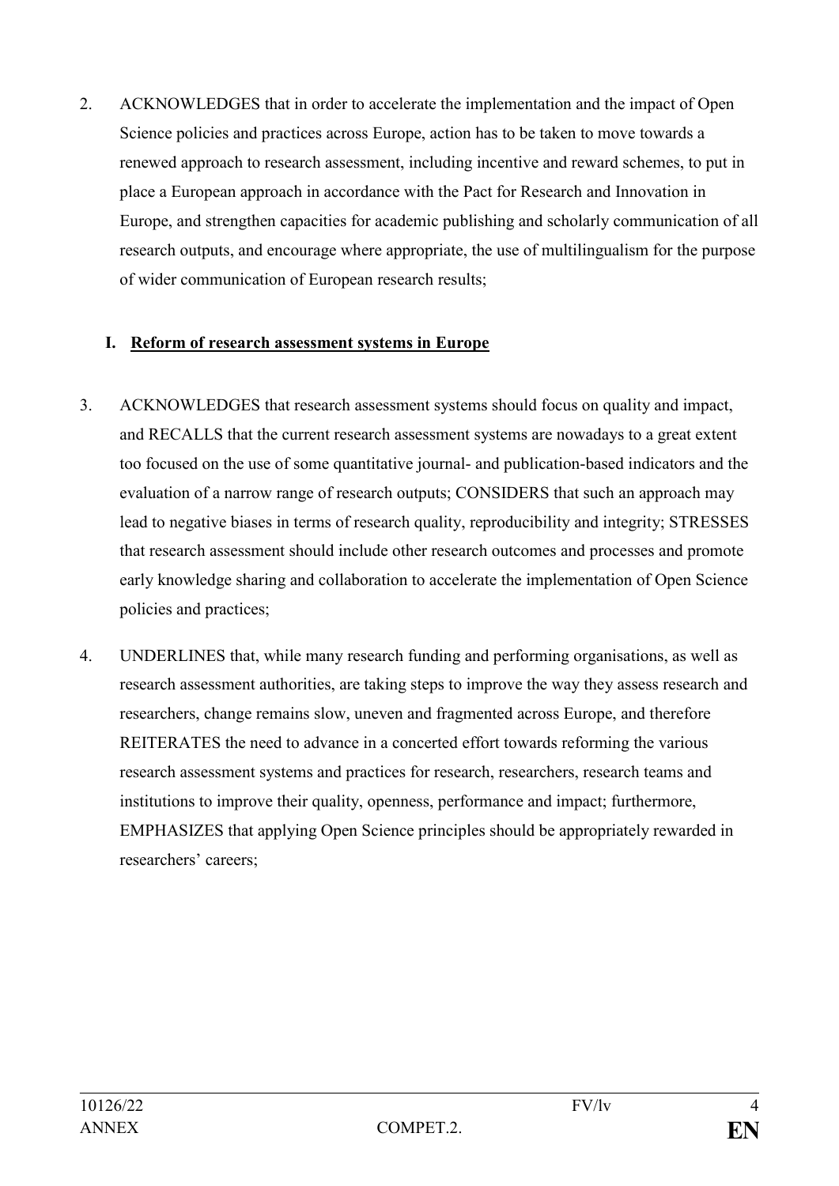2. ACKNOWLEDGES that in order to accelerate the implementation and the impact of Open Science policies and practices across Europe, action has to be taken to move towards a renewed approach to research assessment, including incentive and reward schemes, to put in place a European approach in accordance with the Pact for Research and Innovation in Europe, and strengthen capacities for academic publishing and scholarly communication of all research outputs, and encourage where appropriate, the use of multilingualism for the purpose of wider communication of European research results;

## I. Reform of research assessment systems in Europe

3. ACKNOWLEDGES that research assessment systems should focus on quality and impact, and RECALLS that the current research assessment systems are nowadays to a great extent too focused on the use of some quantitative journal- and publication-based indicators and the evaluation of a narrow range of research outputs; CONSIDERS that such an approach may lead to negative biases in terms of research quality, reproducibility and integrity; STRESSES that research assessment should include other research outcomes and processes and promote early knowledge sharing and collaboration to accelerate the implementation of Open Science policies and practices;

4. UNDERLINES that, while many research funding and performing organisations, as well as research assessment authorities, are taking steps to improve the way they assess research and researchers, change remains slow, uneven and fragmented across Europe, and therefore REITERATES the need to advance in a concerted effort towards reforming the various research assessment systems and practices for research, researchers, research teams and institutions to improve their quality, openness, performance and impact; furthermore, EMPHASIZES that applying Open Science principles should be appropriately rewarded in researchers' careers;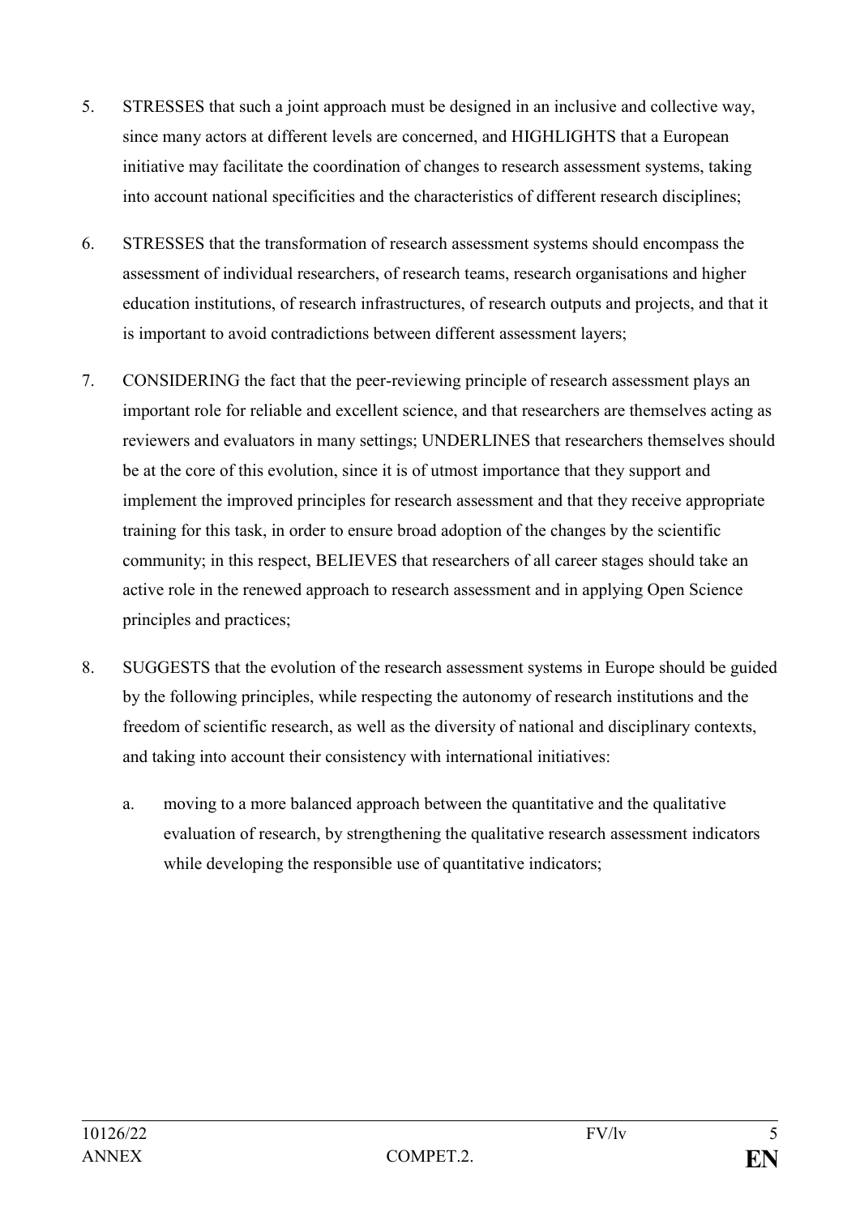5. STRESSES that such a joint approach must be designed in an inclusive and collective way, since many actors at different levels are concerned, and HIGHLIGHTS that a European initiative may facilitate the coordination of changes to research assessment systems, taking into account national specificities and the characteristics of different research disciplines;

6. STRESSES that the transformation of research assessment systems should encompass the assessment of individual researchers, of research teams, research organisations and higher education institutions, of research infrastructures, of research outputs and projects, and that it is important to avoid contradictions between different assessment layers;

7. CONSIDERING the fact that the peer-reviewing principle of research assessment plays an important role for reliable and excellent science, and that researchers are themselves acting as reviewers and evaluators in many settings; UNDERLINES that researchers themselves should be at the core of this evolution, since it is of utmost importance that they support and implement the improved principles for research assessment and that they receive appropriate training for this task, in order to ensure broad adoption of the changes by the scientific community; in this respect, BELIEVES that researchers of all career stages should take an active role in the renewed approach to research assessment and in applying Open Science principles and practices;

8. SUGGESTS that the evolution of the research assessment systems in Europe should be guided by the following principles, while respecting the autonomy of research institutions and the freedom of scientific research, as well as the diversity of national and disciplinary contexts, and taking into account their consistency with international initiatives:

   a. moving to a more balanced approach between the quantitative and the qualitative evaluation of research, by strengthening the qualitative research assessment indicators while developing the responsible use of quantitative indicators;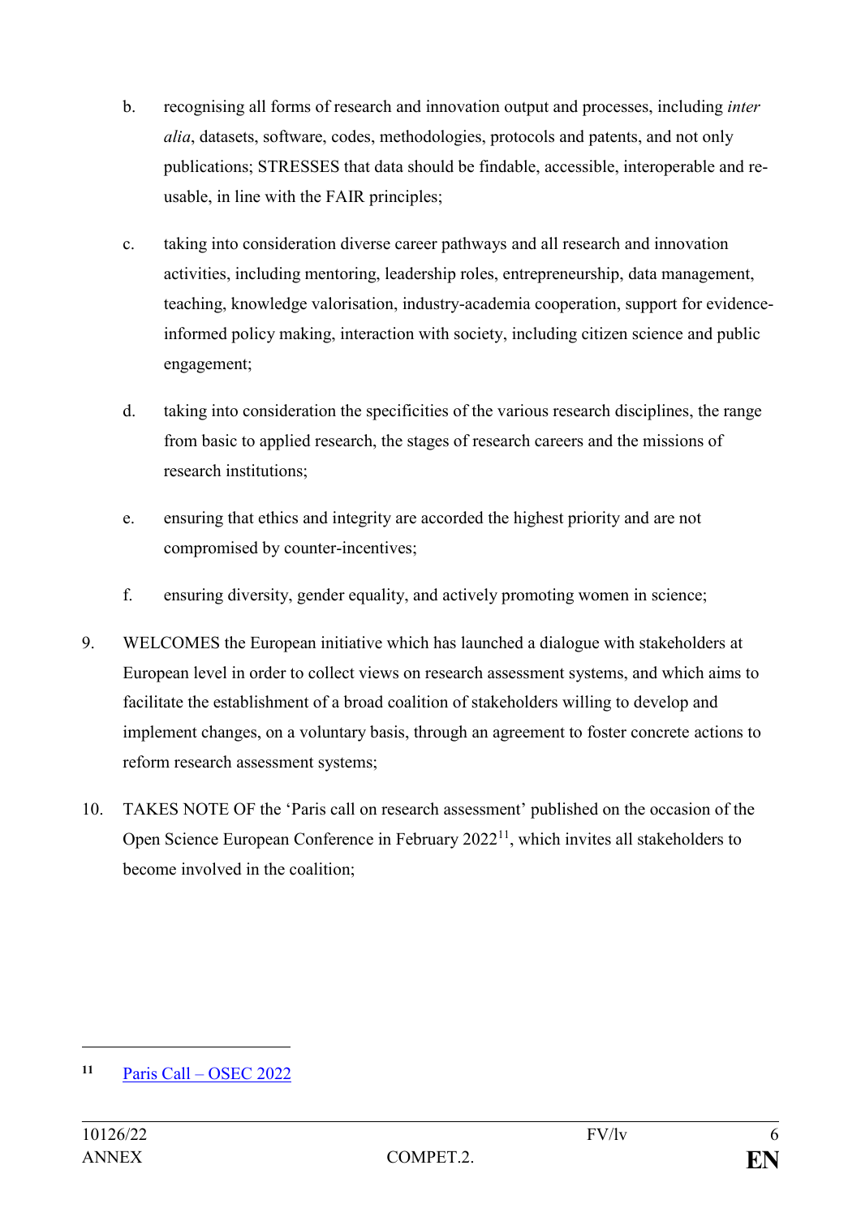b. recognising all forms of research and innovation output and processes, including *inter alia*, datasets, software, codes, methodologies, protocols and patents, and not only publications; STRESSES that data should be findable, accessible, interoperable and re-usable, in line with the FAIR principles;

c. taking into consideration diverse career pathways and all research and innovation activities, including mentoring, leadership roles, entrepreneurship, data management, teaching, knowledge valorisation, industry-academia cooperation, support for evidence-informed policy making, interaction with society, including citizen science and public engagement;

d. taking into consideration the specificities of the various research disciplines, the range from basic to applied research, the stages of research careers and the missions of research institutions;

e. ensuring that ethics and integrity are accorded the highest priority and are not compromised by counter-incentives;

f. ensuring diversity, gender equality, and actively promoting women in science;

9. WELCOMES the European initiative which has launched a dialogue with stakeholders at European level in order to collect views on research assessment systems, and which aims to facilitate the establishment of a broad coalition of stakeholders willing to develop and implement changes, on a voluntary basis, through an agreement to foster concrete actions to reform research assessment systems;

10. TAKES NOTE OF the 'Paris call on research assessment' published on the occasion of the Open Science European Conference in February 2022[11], which invites all stakeholders to become involved in the coalition;

---

[11] Paris Call – OSEC 2022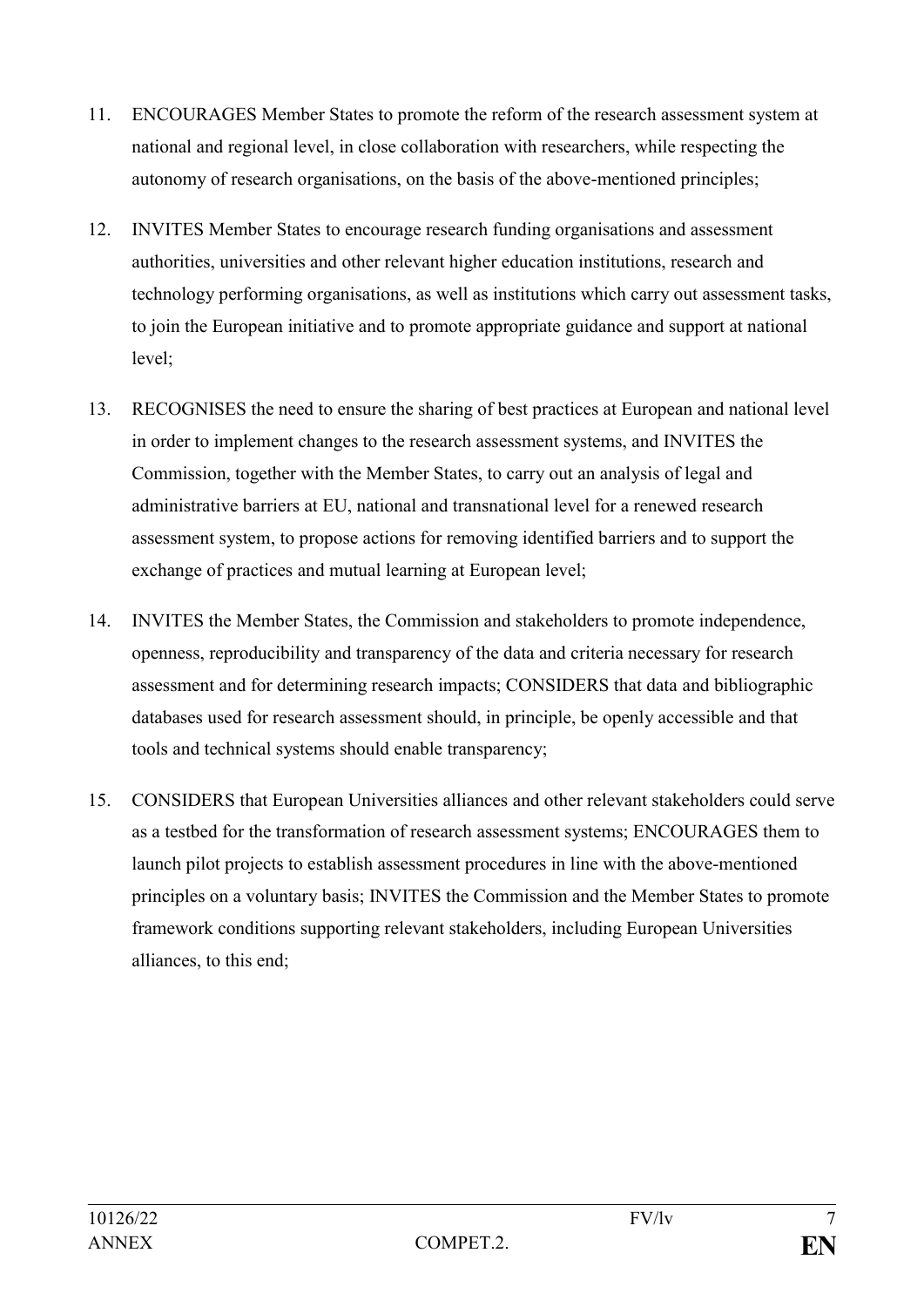11. ENCOURAGES Member States to promote the reform of the research assessment system at national and regional level, in close collaboration with researchers, while respecting the autonomy of research organisations, on the basis of the above-mentioned principles;

12. INVITES Member States to encourage research funding organisations and assessment authorities, universities and other relevant higher education institutions, research and technology performing organisations, as well as institutions which carry out assessment tasks, to join the European initiative and to promote appropriate guidance and support at national level;

13. RECOGNISES the need to ensure the sharing of best practices at European and national level in order to implement changes to the research assessment systems, and INVITES the Commission, together with the Member States, to carry out an analysis of legal and administrative barriers at EU, national and transnational level for a renewed research assessment system, to propose actions for removing identified barriers and to support the exchange of practices and mutual learning at European level;

14. INVITES the Member States, the Commission and stakeholders to promote independence, openness, reproducibility and transparency of the data and criteria necessary for research assessment and for determining research impacts; CONSIDERS that data and bibliographic databases used for research assessment should, in principle, be openly accessible and that tools and technical systems should enable transparency;

15. CONSIDERS that European Universities alliances and other relevant stakeholders could serve as a testbed for the transformation of research assessment systems; ENCOURAGES them to launch pilot projects to establish assessment procedures in line with the above-mentioned principles on a voluntary basis; INVITES the Commission and the Member States to promote framework conditions supporting relevant stakeholders, including European Universities alliances, to this end;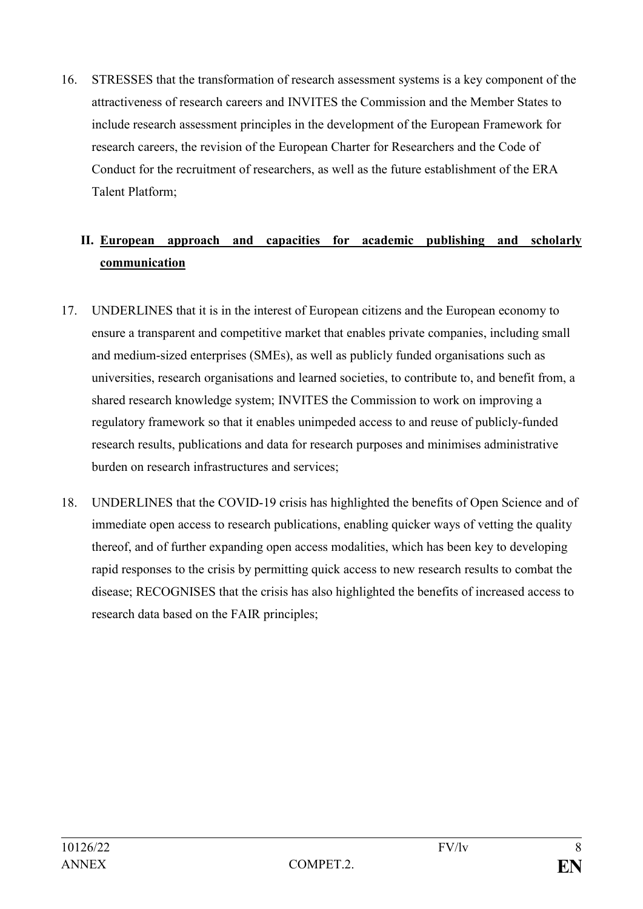16. STRESSES that the transformation of research assessment systems is a key component of the attractiveness of research careers and INVITES the Commission and the Member States to include research assessment principles in the development of the European Framework for research careers, the revision of the European Charter for Researchers and the Code of Conduct for the recruitment of researchers, as well as the future establishment of the ERA Talent Platform;

## II. European approach and capacities for academic publishing and scholarly communication

17. UNDERLINES that it is in the interest of European citizens and the European economy to ensure a transparent and competitive market that enables private companies, including small and medium-sized enterprises (SMEs), as well as publicly funded organisations such as universities, research organisations and learned societies, to contribute to, and benefit from, a shared research knowledge system; INVITES the Commission to work on improving a regulatory framework so that it enables unimpeded access to and reuse of publicly-funded research results, publications and data for research purposes and minimises administrative burden on research infrastructures and services;

18. UNDERLINES that the COVID-19 crisis has highlighted the benefits of Open Science and of immediate open access to research publications, enabling quicker ways of vetting the quality thereof, and of further expanding open access modalities, which has been key to developing rapid responses to the crisis by permitting quick access to new research results to combat the disease; RECOGNISES that the crisis has also highlighted the benefits of increased access to research data based on the FAIR principles;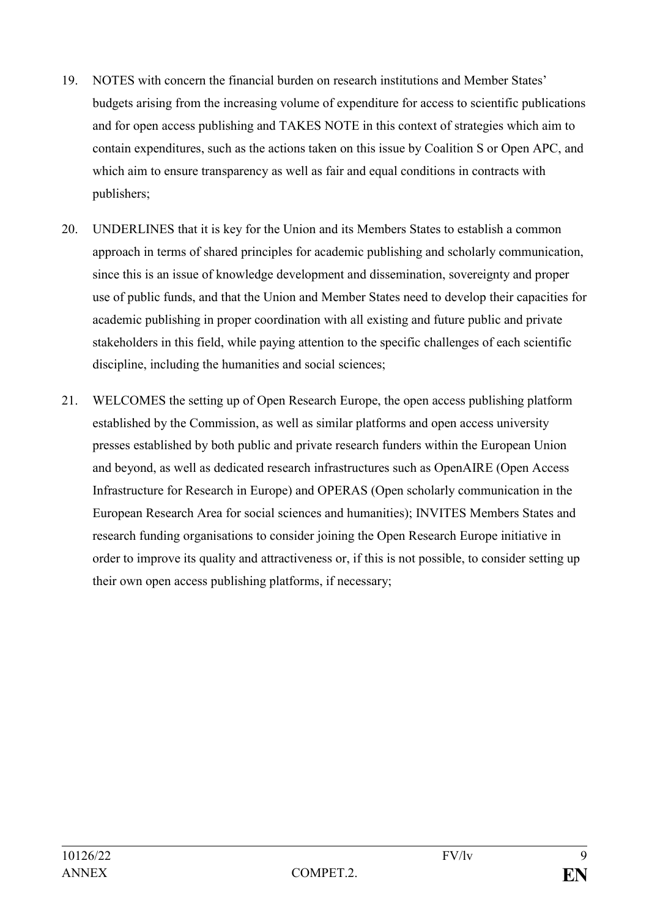19. NOTES with concern the financial burden on research institutions and Member States' budgets arising from the increasing volume of expenditure for access to scientific publications and for open access publishing and TAKES NOTE in this context of strategies which aim to contain expenditures, such as the actions taken on this issue by Coalition S or Open APC, and which aim to ensure transparency as well as fair and equal conditions in contracts with publishers;

20. UNDERLINES that it is key for the Union and its Members States to establish a common approach in terms of shared principles for academic publishing and scholarly communication, since this is an issue of knowledge development and dissemination, sovereignty and proper use of public funds, and that the Union and Member States need to develop their capacities for academic publishing in proper coordination with all existing and future public and private stakeholders in this field, while paying attention to the specific challenges of each scientific discipline, including the humanities and social sciences;

21. WELCOMES the setting up of Open Research Europe, the open access publishing platform established by the Commission, as well as similar platforms and open access university presses established by both public and private research funders within the European Union and beyond, as well as dedicated research infrastructures such as OpenAIRE (Open Access Infrastructure for Research in Europe) and OPERAS (Open scholarly communication in the European Research Area for social sciences and humanities); INVITES Members States and research funding organisations to consider joining the Open Research Europe initiative in order to improve its quality and attractiveness or, if this is not possible, to consider setting up their own open access publishing platforms, if necessary;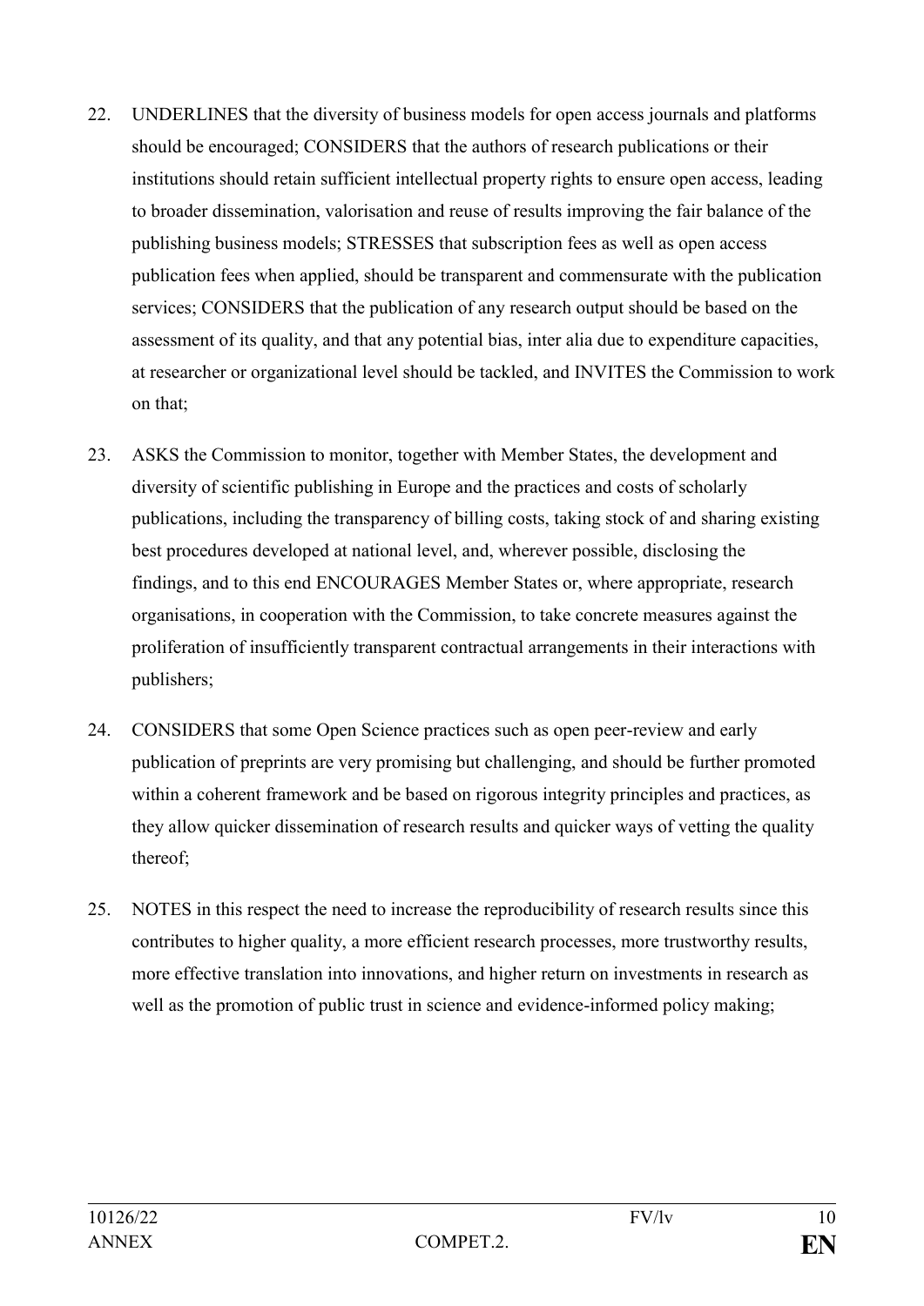22. UNDERLINES that the diversity of business models for open access journals and platforms should be encouraged; CONSIDERS that the authors of research publications or their institutions should retain sufficient intellectual property rights to ensure open access, leading to broader dissemination, valorisation and reuse of results improving the fair balance of the publishing business models; STRESSES that subscription fees as well as open access publication fees when applied, should be transparent and commensurate with the publication services; CONSIDERS that the publication of any research output should be based on the assessment of its quality, and that any potential bias, inter alia due to expenditure capacities, at researcher or organizational level should be tackled, and INVITES the Commission to work on that;

23. ASKS the Commission to monitor, together with Member States, the development and diversity of scientific publishing in Europe and the practices and costs of scholarly publications, including the transparency of billing costs, taking stock of and sharing existing best procedures developed at national level, and, wherever possible, disclosing the findings, and to this end ENCOURAGES Member States or, where appropriate, research organisations, in cooperation with the Commission, to take concrete measures against the proliferation of insufficiently transparent contractual arrangements in their interactions with publishers;

24. CONSIDERS that some Open Science practices such as open peer-review and early publication of preprints are very promising but challenging, and should be further promoted within a coherent framework and be based on rigorous integrity principles and practices, as they allow quicker dissemination of research results and quicker ways of vetting the quality thereof;

25. NOTES in this respect the need to increase the reproducibility of research results since this contributes to higher quality, a more efficient research processes, more trustworthy results, more effective translation into innovations, and higher return on investments in research as well as the promotion of public trust in science and evidence-informed policy making;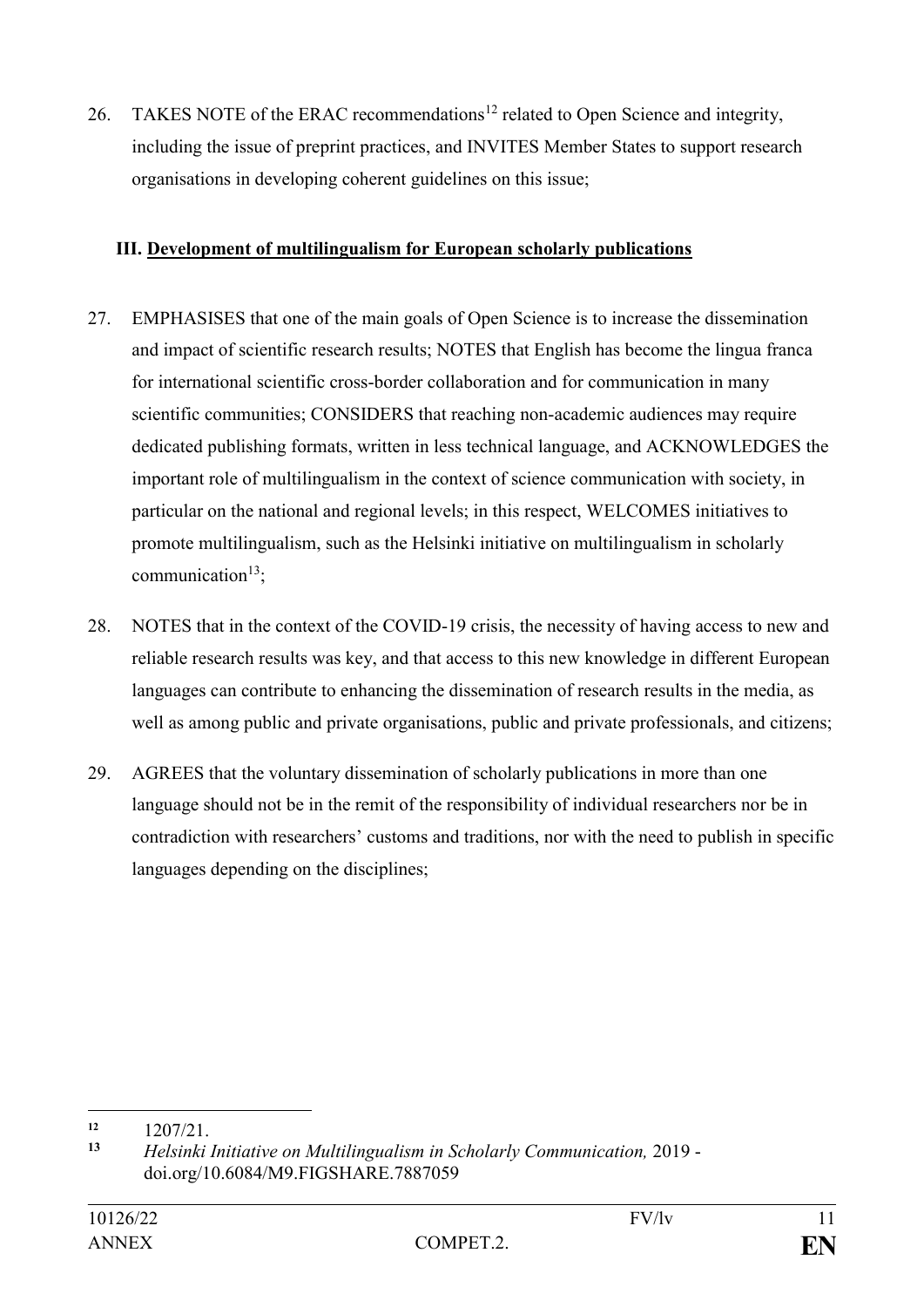26. TAKES NOTE of the ERAC recommendations[12] related to Open Science and integrity, including the issue of preprint practices, and INVITES Member States to support research organisations in developing coherent guidelines on this issue;

## III. <u>Development of multilingualism for European scholarly publications</u>

27. EMPHASISES that one of the main goals of Open Science is to increase the dissemination and impact of scientific research results; NOTES that English has become the lingua franca for international scientific cross-border collaboration and for communication in many scientific communities; CONSIDERS that reaching non-academic audiences may require dedicated publishing formats, written in less technical language, and ACKNOWLEDGES the important role of multilingualism in the context of science communication with society, in particular on the national and regional levels; in this respect, WELCOMES initiatives to promote multilingualism, such as the Helsinki initiative on multilingualism in scholarly communication[13];

28. NOTES that in the context of the COVID-19 crisis, the necessity of having access to new and reliable research results was key, and that access to this new knowledge in different European languages can contribute to enhancing the dissemination of research results in the media, as well as among public and private organisations, public and private professionals, and citizens;

29. AGREES that the voluntary dissemination of scholarly publications in more than one language should not be in the remit of the responsibility of individual researchers nor be in contradiction with researchers' customs and traditions, nor with the need to publish in specific languages depending on the disciplines;

---

[12] 1207/21.

[13] *Helsinki Initiative on Multilingualism in Scholarly Communication,* 2019 - doi.org/10.6084/M9.FIGSHARE.7887059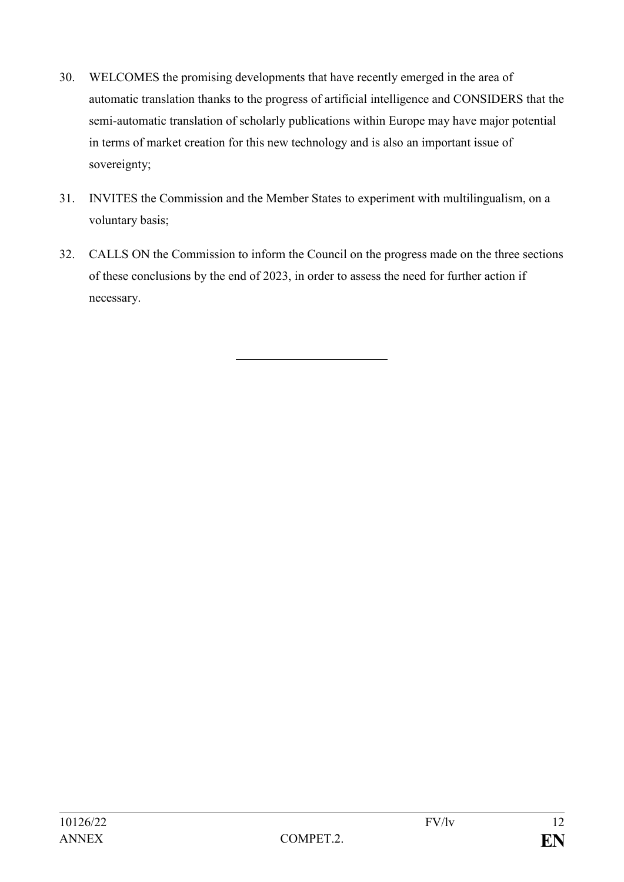30. WELCOMES the promising developments that have recently emerged in the area of automatic translation thanks to the progress of artificial intelligence and CONSIDERS that the semi-automatic translation of scholarly publications within Europe may have major potential in terms of market creation for this new technology and is also an important issue of sovereignty;

31. INVITES the Commission and the Member States to experiment with multilingualism, on a voluntary basis;

32. CALLS ON the Commission to inform the Council on the progress made on the three sections of these conclusions by the end of 2023, in order to assess the need for further action if necessary.